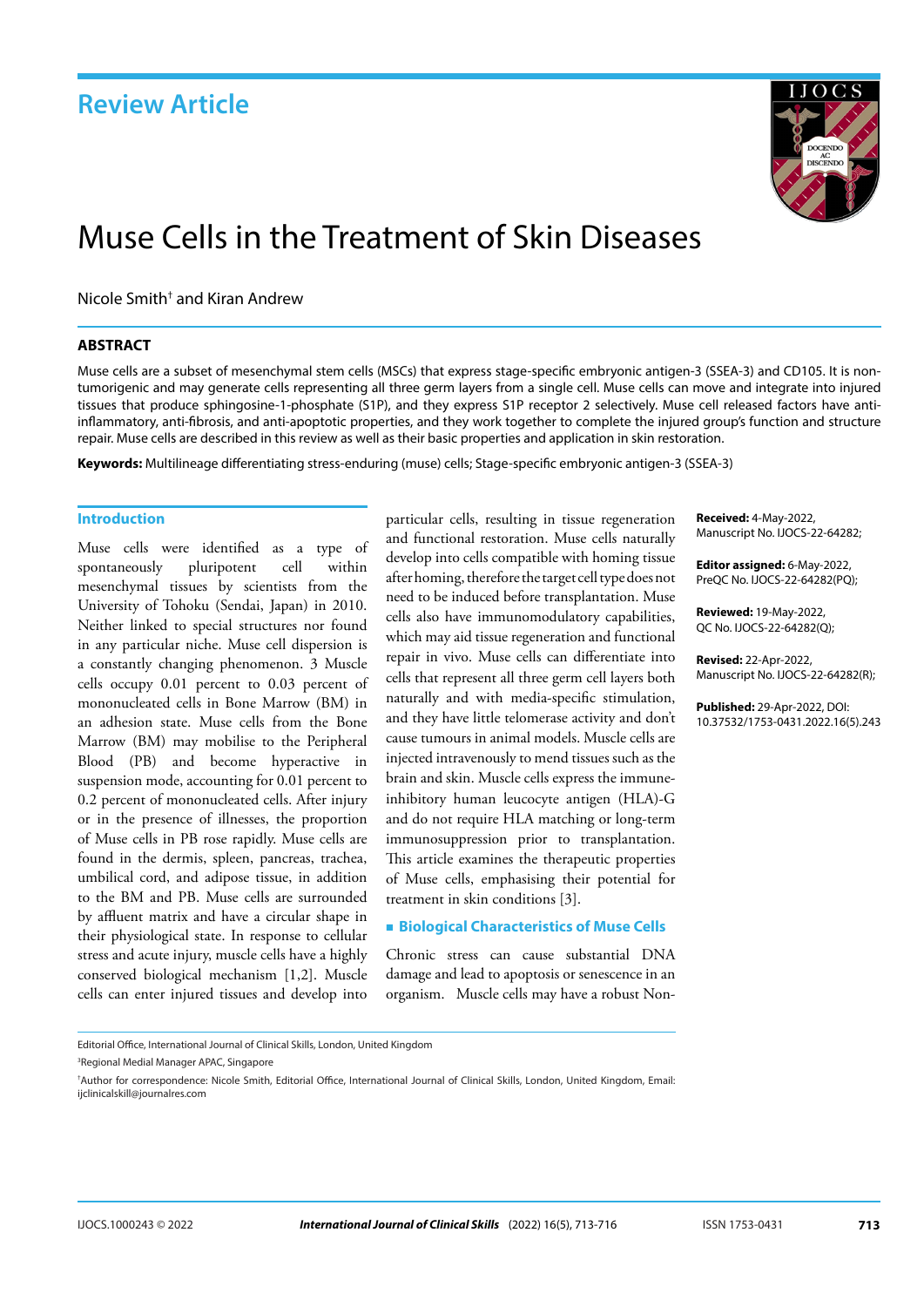## Review Article

# Muse Cells in the Treatment of Skin Diseases

Nicole Smith† and Kiran Andrew

### ABSTRACT

Muse cells are a subset of mesenchymal stem cells (MSCs) that express stage-specific embryonic antigen-3 (SSEA-3) and CD105. It is non-tumorigenic and may generate cells representing all three germ layers from a single cell. Muse cells can move and integrate into injured tissues that produce sphingosine-1-phosphate (S1P), and they express S1P receptor 2 selectively. Muse cell released factors have anti-inflammatory, anti-fibrosis, and anti-apoptotic properties, and they work together to complete the injured group's function and structure repair. Muse cells are described in this review as well as their basic properties and application in skin restoration.

**Keywords:** Multilineage differentiating stress-enduring (muse) cells; Stage-specific embryonic antigen-3 (SSEA-3)

**Received:** 4-May-2022, Manuscript No. IJOCS-22-64282;

**Editor assigned:** 6-May-2022, PreQC No. IJOCS-22-64282(PQ);

**Reviewed:** 19-May-2022, QC No. IJOCS-22-64282(Q);

**Revised:** 22-Apr-2022, Manuscript No. IJOCS-22-64282(R);

**Published:** 29-Apr-2022, DOI: 10.37532/1753-0431.2022.16(5).243

## Introduction

Muse cells were identified as a type of spontaneously pluripotent cell within mesenchymal tissues by scientists from the University of Tohoku (Sendai, Japan) in 2010. Neither linked to special structures nor found in any particular niche. Muse cell dispersion is a constantly changing phenomenon. 3 Muscle cells occupy 0.01 percent to 0.03 percent of mononucleated cells in Bone Marrow (BM) in an adhesion state. Muse cells from the Bone Marrow (BM) may mobilise to the Peripheral Blood (PB) and become hyperactive in suspension mode, accounting for 0.01 percent to 0.2 percent of mononucleated cells. After injury or in the presence of illnesses, the proportion of Muse cells in PB rose rapidly. Muse cells are found in the dermis, spleen, pancreas, trachea, umbilical cord, and adipose tissue, in addition to the BM and PB. Muse cells are surrounded by affluent matrix and have a circular shape in their physiological state. In response to cellular stress and acute injury, muscle cells have a highly conserved biological mechanism [1,2]. Muscle cells can enter injured tissues and develop into particular cells, resulting in tissue regeneration and functional restoration. Muse cells naturally develop into cells compatible with homing tissue after homing, therefore the target cell type does not need to be induced before transplantation. Muse cells also have immunomodulatory capabilities, which may aid tissue regeneration and functional repair in vivo. Muse cells can differentiate into cells that represent all three germ cell layers both naturally and with media-specific stimulation, and they have little telomerase activity and don't cause tumours in animal models. Muscle cells are injected intravenously to mend tissues such as the brain and skin. Muscle cells express the immune-inhibitory human leucocyte antigen (HLA)-G and do not require HLA matching or long-term immunosuppression prior to transplantation. This article examines the therapeutic properties of Muse cells, emphasising their potential for treatment in skin conditions [3].

## Biological Characteristics of Muse Cells

Chronic stress can cause substantial DNA damage and lead to apoptosis or senescence in an organism. Muscle cells may have a robust Non-

Editorial Office, International Journal of Clinical Skills, London, United Kingdom

[1]Regional Medial Manager APAC, Singapore

†Author for correspondence: Nicole Smith, Editorial Office, International Journal of Clinical Skills, London, United Kingdom, Email: ijclinicalskill@journalres.com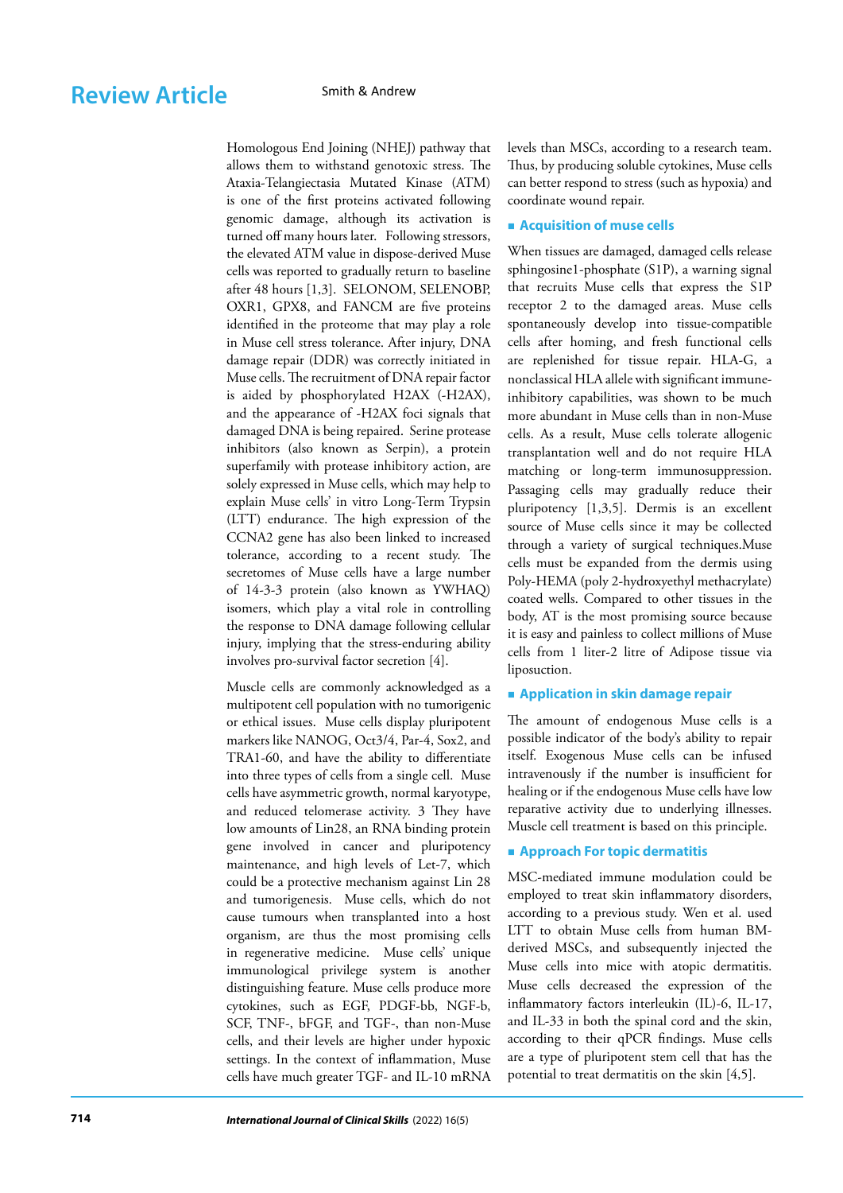Homologous End Joining (NHEJ) pathway that allows them to withstand genotoxic stress. The Ataxia-Telangiectasia Mutated Kinase (ATM) is one of the first proteins activated following genomic damage, although its activation is turned off many hours later. Following stressors, the elevated ATM value in dispose-derived Muse cells was reported to gradually return to baseline after 48 hours [1,3]. SELONOM, SELENOBP, OXR1, GPX8, and FANCM are five proteins identified in the proteome that may play a role in Muse cell stress tolerance. After injury, DNA damage repair (DDR) was correctly initiated in Muse cells. The recruitment of DNA repair factor is aided by phosphorylated H2AX (-H2AX), and the appearance of -H2AX foci signals that damaged DNA is being repaired. Serine protease inhibitors (also known as Serpin), a protein superfamily with protease inhibitory action, are solely expressed in Muse cells, which may help to explain Muse cells' in vitro Long-Term Trypsin (LTT) endurance. The high expression of the CCNA2 gene has also been linked to increased tolerance, according to a recent study. The secretomes of Muse cells have a large number of 14-3-3 protein (also known as YWHAQ) isomers, which play a vital role in controlling the response to DNA damage following cellular injury, implying that the stress-enduring ability involves pro-survival factor secretion [4].

Muscle cells are commonly acknowledged as a multipotent cell population with no tumorigenic or ethical issues. Muse cells display pluripotent markers like NANOG, Oct3/4, Par-4, Sox2, and TRA1-60, and have the ability to differentiate into three types of cells from a single cell. Muse cells have asymmetric growth, normal karyotype, and reduced telomerase activity. 3 They have low amounts of Lin28, an RNA binding protein gene involved in cancer and pluripotency maintenance, and high levels of Let-7, which could be a protective mechanism against Lin 28 and tumorigenesis. Muse cells, which do not cause tumours when transplanted into a host organism, are thus the most promising cells in regenerative medicine. Muse cells' unique immunological privilege system is another distinguishing feature. Muse cells produce more cytokines, such as EGF, PDGF-bb, NGF-b, SCF, TNF-, bFGF, and TGF-, than non-Muse cells, and their levels are higher under hypoxic settings. In the context of inflammation, Muse cells have much greater TGF- and IL-10 mRNA levels than MSCs, according to a research team. Thus, by producing soluble cytokines, Muse cells can better respond to stress (such as hypoxia) and coordinate wound repair.

## Acquisition of muse cells

When tissues are damaged, damaged cells release sphingosine1-phosphate (S1P), a warning signal that recruits Muse cells that express the S1P receptor 2 to the damaged areas. Muse cells spontaneously develop into tissue-compatible cells after homing, and fresh functional cells are replenished for tissue repair. HLA-G, a nonclassical HLA allele with significant immune-inhibitory capabilities, was shown to be much more abundant in Muse cells than in non-Muse cells. As a result, Muse cells tolerate allogenic transplantation well and do not require HLA matching or long-term immunosuppression. Passaging cells may gradually reduce their pluripotency [1,3,5]. Dermis is an excellent source of Muse cells since it may be collected through a variety of surgical techniques.Muse cells must be expanded from the dermis using Poly-HEMA (poly 2-hydroxyethyl methacrylate) coated wells. Compared to other tissues in the body, AT is the most promising source because it is easy and painless to collect millions of Muse cells from 1 liter-2 litre of Adipose tissue via liposuction.

## Application in skin damage repair

The amount of endogenous Muse cells is a possible indicator of the body's ability to repair itself. Exogenous Muse cells can be infused intravenously if the number is insufficient for healing or if the endogenous Muse cells have low reparative activity due to underlying illnesses. Muscle cell treatment is based on this principle.

## Approach For topic dermatitis

MSC-mediated immune modulation could be employed to treat skin inflammatory disorders, according to a previous study. Wen et al. used LTT to obtain Muse cells from human BM-derived MSCs, and subsequently injected the Muse cells into mice with atopic dermatitis. Muse cells decreased the expression of the inflammatory factors interleukin (IL)-6, IL-17, and IL-33 in both the spinal cord and the skin, according to their qPCR findings. Muse cells are a type of pluripotent stem cell that has the potential to treat dermatitis on the skin [4,5].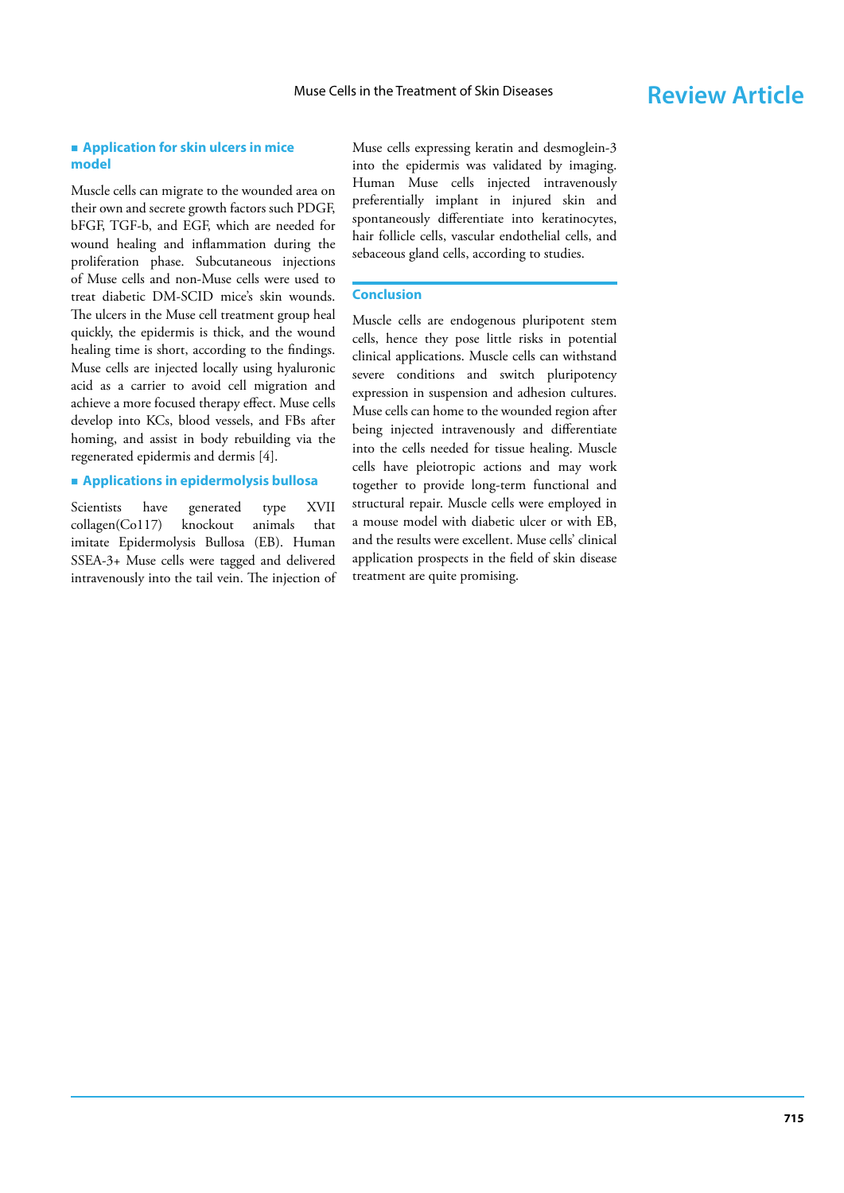## Application for skin ulcers in mice model

Muscle cells can migrate to the wounded area on their own and secrete growth factors such PDGF, bFGF, TGF-b, and EGF, which are needed for wound healing and inflammation during the proliferation phase. Subcutaneous injections of Muse cells and non-Muse cells were used to treat diabetic DM-SCID mice's skin wounds. The ulcers in the Muse cell treatment group heal quickly, the epidermis is thick, and the wound healing time is short, according to the findings. Muse cells are injected locally using hyaluronic acid as a carrier to avoid cell migration and achieve a more focused therapy effect. Muse cells develop into KCs, blood vessels, and FBs after homing, and assist in body rebuilding via the regenerated epidermis and dermis [4].

## Applications in epidermolysis bullosa

Scientists have generated type XVII collagen(Co117) knockout animals that imitate Epidermolysis Bullosa (EB). Human SSEA-3+ Muse cells were tagged and delivered intravenously into the tail vein. The injection of Muse cells expressing keratin and desmoglein-3 into the epidermis was validated by imaging. Human Muse cells injected intravenously preferentially implant in injured skin and spontaneously differentiate into keratinocytes, hair follicle cells, vascular endothelial cells, and sebaceous gland cells, according to studies.

## Conclusion

Muscle cells are endogenous pluripotent stem cells, hence they pose little risks in potential clinical applications. Muscle cells can withstand severe conditions and switch pluripotency expression in suspension and adhesion cultures. Muse cells can home to the wounded region after being injected intravenously and differentiate into the cells needed for tissue healing. Muscle cells have pleiotropic actions and may work together to provide long-term functional and structural repair. Muscle cells were employed in a mouse model with diabetic ulcer or with EB, and the results were excellent. Muse cells' clinical application prospects in the field of skin disease treatment are quite promising.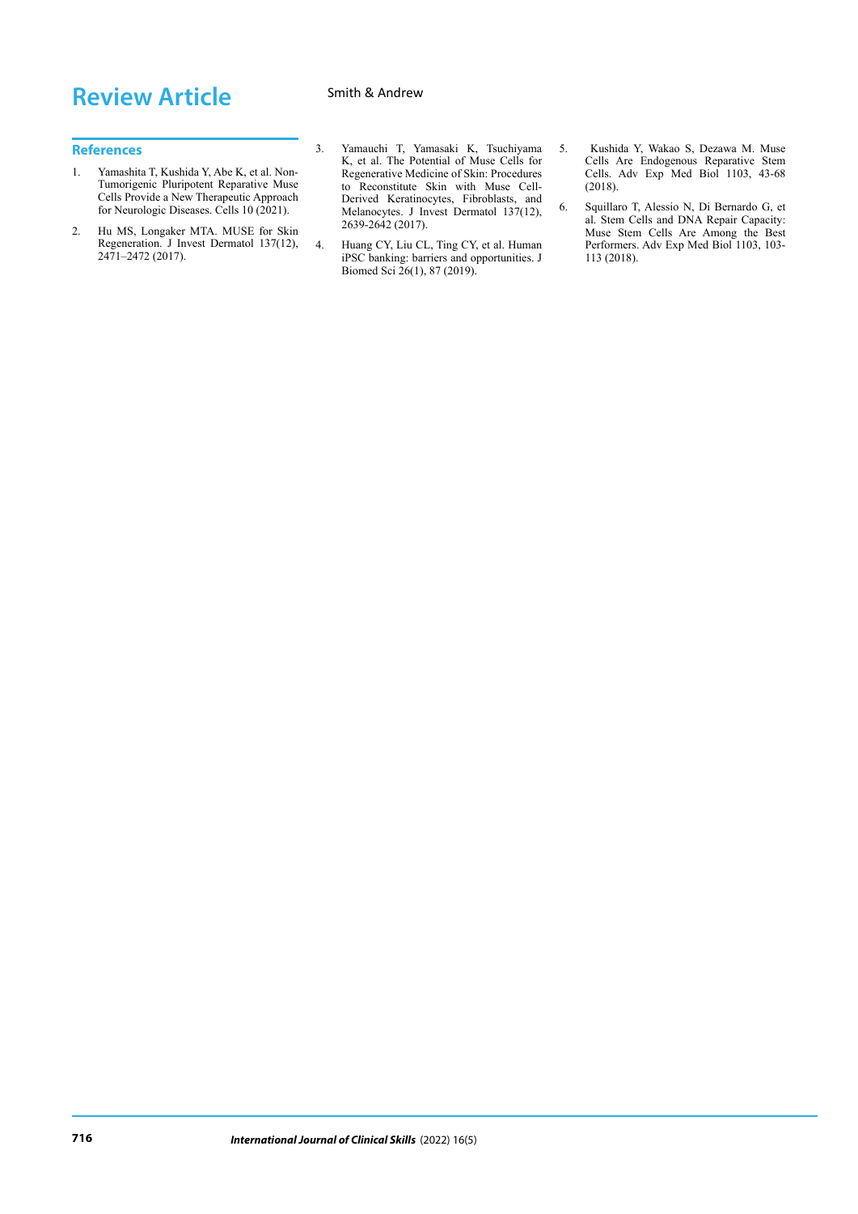## References

1. Yamashita T, Kushida Y, Abe K, et al. Non-Tumorigenic Pluripotent Reparative Muse Cells Provide a New Therapeutic Approach for Neurologic Diseases. Cells 10 (2021).

2. Hu MS, Longaker MTA. MUSE for Skin Regeneration. J Invest Dermatol 137(12), 2471–2472 (2017).

3. Yamauchi T, Yamasaki K, Tsuchiyama K, et al. The Potential of Muse Cells for Regenerative Medicine of Skin: Procedures to Reconstitute Skin with Muse Cell-Derived Keratinocytes, Fibroblasts, and Melanocytes. J Invest Dermatol 137(12), 2639-2642 (2017).

4. Huang CY, Liu CL, Ting CY, et al. Human iPSC banking: barriers and opportunities. J Biomed Sci 26(1), 87 (2019).

5. Kushida Y, Wakao S, Dezawa M. Muse Cells Are Endogenous Reparative Stem Cells. Adv Exp Med Biol 1103, 43-68 (2018).

6. Squillaro T, Alessio N, Di Bernardo G, et al. Stem Cells and DNA Repair Capacity: Muse Stem Cells Are Among the Best Performers. Adv Exp Med Biol 1103, 103-113 (2018).